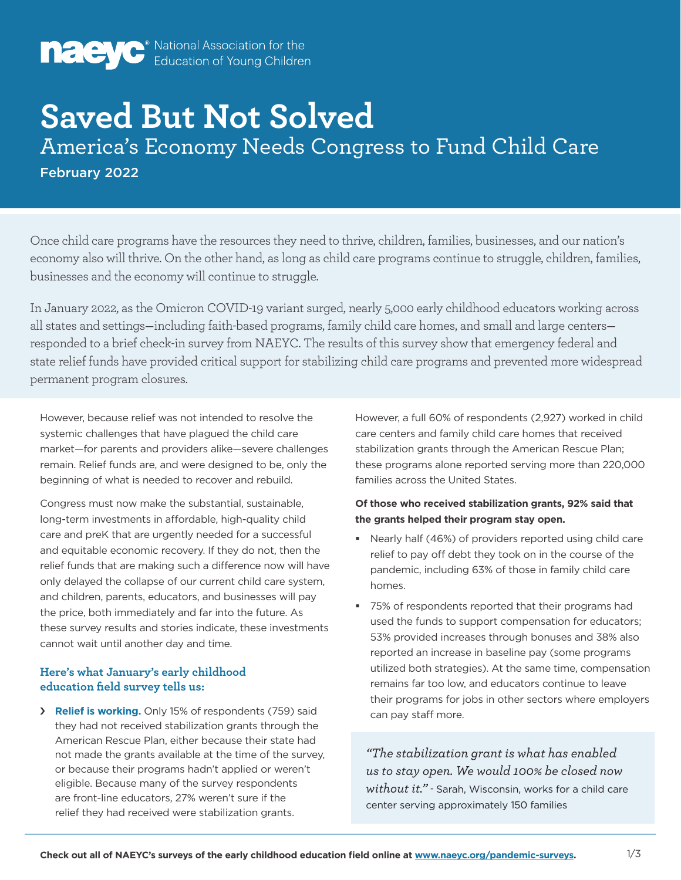**naeyc**® National Association for the Education of Young Children

# Saved But Not Solved

## America's Economy Needs Congress to Fund Child Care

**February 2022**

Once child care programs have the resources they need to thrive, children, families, businesses, and our nation's economy also will thrive. On the other hand, as long as child care programs continue to struggle, children, families, businesses and the economy will continue to struggle.

In January 2022, as the Omicron COVID-19 variant surged, nearly 5,000 early childhood educators working across all states and settings—including faith-based programs, family child care homes, and small and large centers—responded to a brief check-in survey from NAEYC. The results of this survey show that emergency federal and state relief funds have provided critical support for stabilizing child care programs and prevented more widespread permanent program closures.

However, because relief was not intended to resolve the systemic challenges that have plagued the child care market—for parents and providers alike—severe challenges remain. Relief funds are, and were designed to be, only the beginning of what is needed to recover and rebuild.

Congress must now make the substantial, sustainable, long-term investments in affordable, high-quality child care and preK that are urgently needed for a successful and equitable economic recovery. If they do not, then the relief funds that are making such a difference now will have only delayed the collapse of our current child care system, and children, parents, educators, and businesses will pay the price, both immediately and far into the future. As these survey results and stories indicate, these investments cannot wait until another day and time.

### Here's what January's early childhood education field survey tells us:

› **Relief is working.** Only 15% of respondents (759) said they had not received stabilization grants through the American Rescue Plan, either because their state had not made the grants available at the time of the survey, or because their programs hadn't applied or weren't eligible. Because many of the survey respondents are front-line educators, 27% weren't sure if the relief they had received were stabilization grants.

However, a full 60% of respondents (2,927) worked in child care centers and family child care homes that received stabilization grants through the American Rescue Plan; these programs alone reported serving more than 220,000 families across the United States.

**Of those who received stabilization grants, 92% said that the grants helped their program stay open.**

- Nearly half (46%) of providers reported using child care relief to pay off debt they took on in the course of the pandemic, including 63% of those in family child care homes.
- 75% of respondents reported that their programs had used the funds to support compensation for educators; 53% provided increases through bonuses and 38% also reported an increase in baseline pay (some programs utilized both strategies). At the same time, compensation remains far too low, and educators continue to leave their programs for jobs in other sectors where employers can pay staff more.

> *"The stabilization grant is what has enabled us to stay open. We would 100% be closed now without it."* - Sarah, Wisconsin, works for a child care center serving approximately 150 families

**Check out all of NAEYC's surveys of the early childhood education field online at www.naeyc.org/pandemic-surveys.**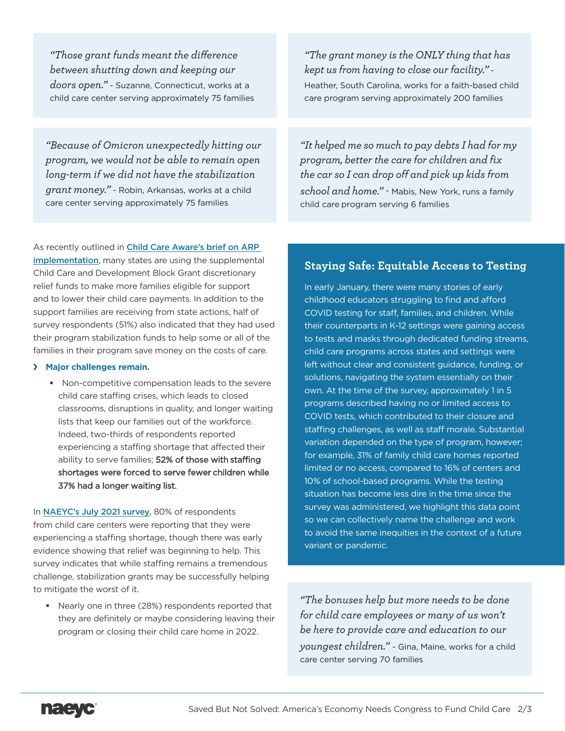> *"Those grant funds meant the difference between shutting down and keeping our doors open."* - Suzanne, Connecticut, works at a child care center serving approximately 75 families

> *"The grant money is the ONLY thing that has kept us from having to close our facility."* - Heather, South Carolina, works for a faith-based child care program serving approximately 200 families

> *"Because of Omicron unexpectedly hitting our program, we would not be able to remain open long-term if we did not have the stabilization grant money."* - Robin, Arkansas, works at a child care center serving approximately 75 families

> *"It helped me so much to pay debts I had for my program, better the care for children and fix the car so I can drop off and pick up kids from school and home."* - Mabis, New York, runs a family child care program serving 6 families

As recently outlined in [Child Care Aware's brief on ARP implementation](), many states are using the supplemental Child Care and Development Block Grant discretionary relief funds to make more families eligible for support and to lower their child care payments. In addition to the support families are receiving from state actions, half of survey respondents (51%) also indicated that they had used their program stabilization funds to help some or all of the families in their program save money on the costs of care.

- **Major challenges remain.**
  - Non-competitive compensation leads to the severe child care staffing crises, which leads to closed classrooms, disruptions in quality, and longer waiting lists that keep our families out of the workforce. Indeed, two-thirds of respondents reported experiencing a staffing shortage that affected their ability to serve families; **52% of those with staffing shortages were forced to serve fewer children while 37% had a longer waiting list.**

In [NAEYC's July 2021 survey](), 80% of respondents from child care centers were reporting that they were experiencing a staffing shortage, though there was early evidence showing that relief was beginning to help. This survey indicates that while staffing remains a tremendous challenge, stabilization grants may be successfully helping to mitigate the worst of it.

- Nearly one in three (28%) respondents reported that they are definitely or maybe considering leaving their program or closing their child care home in 2022.

### Staying Safe: Equitable Access to Testing

In early January, there were many stories of early childhood educators struggling to find and afford COVID testing for staff, families, and children. While their counterparts in K-12 settings were gaining access to tests and masks through dedicated funding streams, child care programs across states and settings were left without clear and consistent guidance, funding, or solutions, navigating the system essentially on their own. At the time of the survey, approximately 1 in 5 programs described having no or limited access to COVID tests, which contributed to their closure and staffing challenges, as well as staff morale. Substantial variation depended on the type of program, however; for example, 31% of family child care homes reported limited or no access, compared to 16% of centers and 10% of school-based programs. While the testing situation has become less dire in the time since the survey was administered, we highlight this data point so we can collectively name the challenge and work to avoid the same inequities in the context of a future variant or pandemic.

> *"The bonuses help but more needs to be done for child care employees or many of us won't be here to provide care and education to our youngest children."* - Gina, Maine, works for a child care center serving 70 families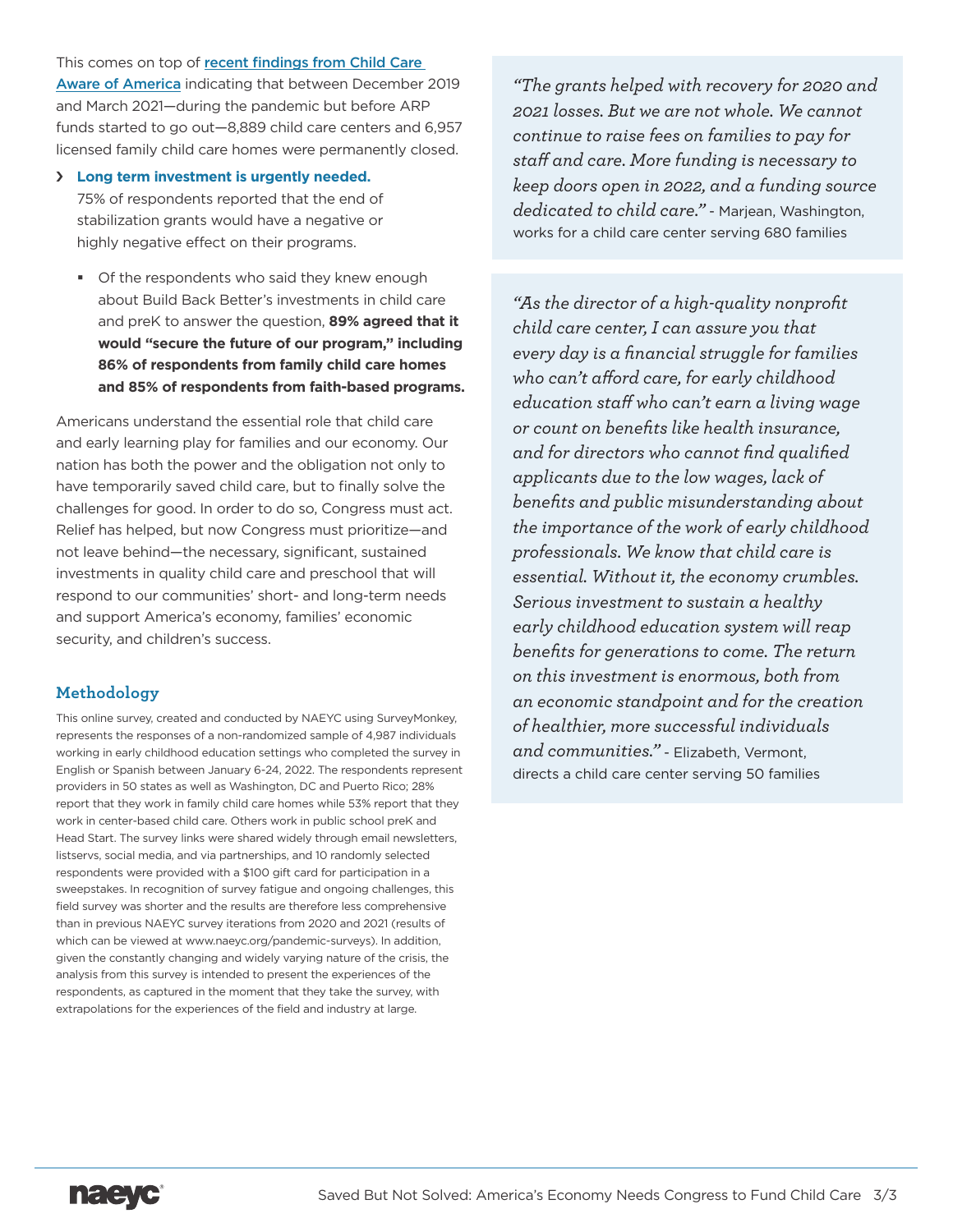This comes on top of [recent findings from Child Care Aware of America]() indicating that between December 2019 and March 2021—during the pandemic but before ARP funds started to go out—8,889 child care centers and 6,957 licensed family child care homes were permanently closed.

- **Long term investment is urgently needed.** 75% of respondents reported that the end of stabilization grants would have a negative or highly negative effect on their programs.
  - Of the respondents who said they knew enough about Build Back Better's investments in child care and preK to answer the question, **89% agreed that it would "secure the future of our program," including 86% of respondents from family child care homes and 85% of respondents from faith-based programs.**

Americans understand the essential role that child care and early learning play for families and our economy. Our nation has both the power and the obligation not only to have temporarily saved child care, but to finally solve the challenges for good. In order to do so, Congress must act. Relief has helped, but now Congress must prioritize—and not leave behind—the necessary, significant, sustained investments in quality child care and preschool that will respond to our communities' short- and long-term needs and support America's economy, families' economic security, and children's success.

## Methodology

This online survey, created and conducted by NAEYC using SurveyMonkey, represents the responses of a non-randomized sample of 4,987 individuals working in early childhood education settings who completed the survey in English or Spanish between January 6-24, 2022. The respondents represent providers in 50 states as well as Washington, DC and Puerto Rico; 28% report that they work in family child care homes while 53% report that they work in center-based child care. Others work in public school preK and Head Start. The survey links were shared widely through email newsletters, listservs, social media, and via partnerships, and 10 randomly selected respondents were provided with a $100 gift card for participation in a sweepstakes. In recognition of survey fatigue and ongoing challenges, this field survey was shorter and the results are therefore less comprehensive than in previous NAEYC survey iterations from 2020 and 2021 (results of which can be viewed at www.naeyc.org/pandemic-surveys). In addition, given the constantly changing and widely varying nature of the crisis, the analysis from this survey is intended to present the experiences of the respondents, as captured in the moment that they take the survey, with extrapolations for the experiences of the field and industry at large.

> *"The grants helped with recovery for 2020 and 2021 losses. But we are not whole. We cannot continue to raise fees on families to pay for staff and care. More funding is necessary to keep doors open in 2022, and a funding source dedicated to child care."* - Marjean, Washington, works for a child care center serving 680 families

> *"As the director of a high-quality nonprofit child care center, I can assure you that every day is a financial struggle for families who can't afford care, for early childhood education staff who can't earn a living wage or count on benefits like health insurance, and for directors who cannot find qualified applicants due to the low wages, lack of benefits and public misunderstanding about the importance of the work of early childhood professionals. We know that child care is essential. Without it, the economy crumbles. Serious investment to sustain a healthy early childhood education system will reap benefits for generations to come. The return on this investment is enormous, both from an economic standpoint and for the creation of healthier, more successful individuals and communities."* - Elizabeth, Vermont, directs a child care center serving 50 families